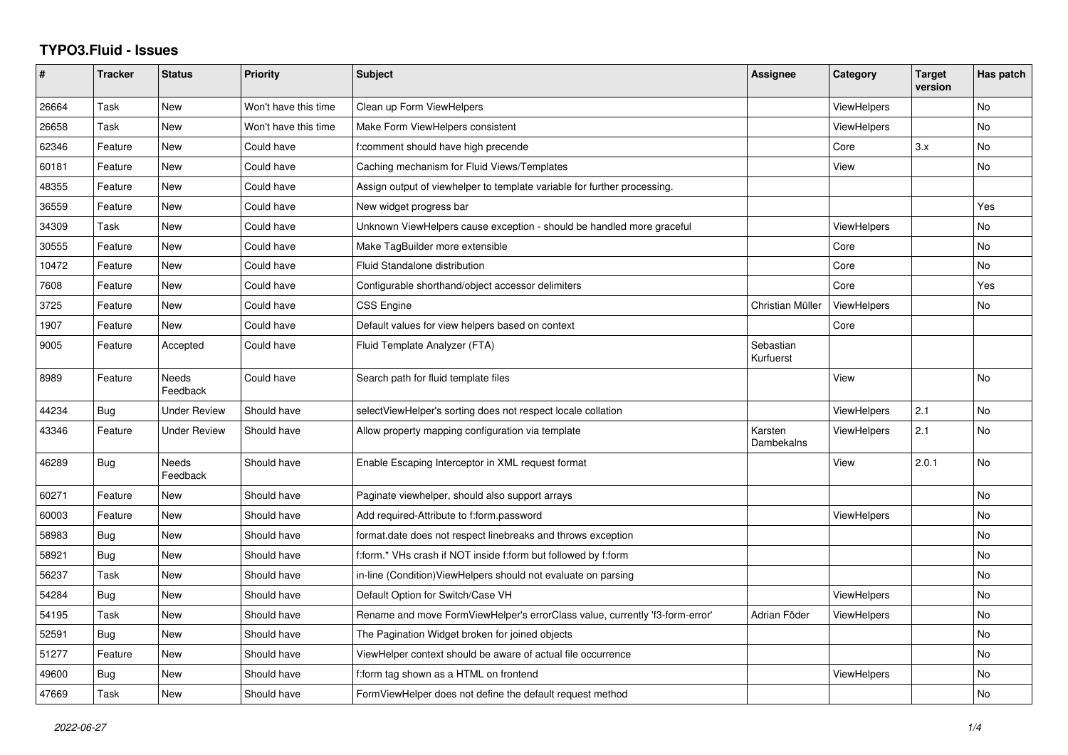# TYPO3.Fluid - Issues

| # | Tracker | Status | Priority | Subject | Assignee | Category | Target version | Has patch |
|---|---|---|---|---|---|---|---|---|
| 26664 | Task | New | Won't have this time | Clean up Form ViewHelpers | | ViewHelpers | | No |
| 26658 | Task | New | Won't have this time | Make Form ViewHelpers consistent | | ViewHelpers | | No |
| 62346 | Feature | New | Could have | f:comment should have high precende | | Core | 3.x | No |
| 60181 | Feature | New | Could have | Caching mechanism for Fluid Views/Templates | | View | | No |
| 48355 | Feature | New | Could have | Assign output of viewhelper to template variable for further processing. | | | | |
| 36559 | Feature | New | Could have | New widget progress bar | | | | Yes |
| 34309 | Task | New | Could have | Unknown ViewHelpers cause exception - should be handled more graceful | | ViewHelpers | | No |
| 30555 | Feature | New | Could have | Make TagBuilder more extensible | | Core | | No |
| 10472 | Feature | New | Could have | Fluid Standalone distribution | | Core | | No |
| 7608 | Feature | New | Could have | Configurable shorthand/object accessor delimiters | | Core | | Yes |
| 3725 | Feature | New | Could have | CSS Engine | Christian Müller | ViewHelpers | | No |
| 1907 | Feature | New | Could have | Default values for view helpers based on context | | Core | | |
| 9005 | Feature | Accepted | Could have | Fluid Template Analyzer (FTA) | Sebastian Kurfuerst | | | |
| 8989 | Feature | Needs Feedback | Could have | Search path for fluid template files | | View | | No |
| 44234 | Bug | Under Review | Should have | selectViewHelper's sorting does not respect locale collation | | ViewHelpers | 2.1 | No |
| 43346 | Feature | Under Review | Should have | Allow property mapping configuration via template | Karsten Dambekalns | ViewHelpers | 2.1 | No |
| 46289 | Bug | Needs Feedback | Should have | Enable Escaping Interceptor in XML request format | | View | 2.0.1 | No |
| 60271 | Feature | New | Should have | Paginate viewhelper, should also support arrays | | | | No |
| 60003 | Feature | New | Should have | Add required-Attribute to f:form.password | | ViewHelpers | | No |
| 58983 | Bug | New | Should have | format.date does not respect linebreaks and throws exception | | | | No |
| 58921 | Bug | New | Should have | f:form.* VHs crash if NOT inside f:form but followed by f:form | | | | No |
| 56237 | Task | New | Should have | in-line (Condition)ViewHelpers should not evaluate on parsing | | | | No |
| 54284 | Bug | New | Should have | Default Option for Switch/Case VH | | ViewHelpers | | No |
| 54195 | Task | New | Should have | Rename and move FormViewHelper's errorClass value, currently 'f3-form-error' | Adrian Föder | ViewHelpers | | No |
| 52591 | Bug | New | Should have | The Pagination Widget broken for joined objects | | | | No |
| 51277 | Feature | New | Should have | ViewHelper context should be aware of actual file occurrence | | | | No |
| 49600 | Bug | New | Should have | f:form tag shown as a HTML on frontend | | ViewHelpers | | No |
| 47669 | Task | New | Should have | FormViewHelper does not define the default request method | | | | No |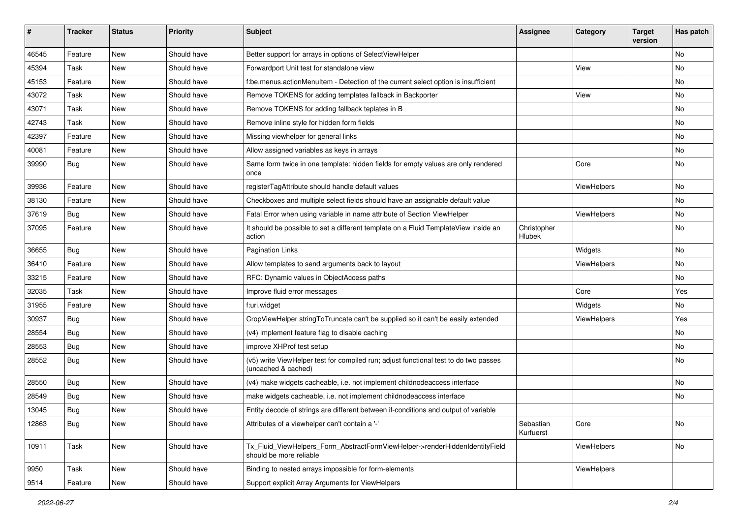| # | Tracker | Status | Priority | Subject | Assignee | Category | Target version | Has patch |
|---|---|---|---|---|---|---|---|---|
| 46545 | Feature | New | Should have | Better support for arrays in options of SelectViewHelper | | | | No |
| 45394 | Task | New | Should have | Forwardport Unit test for standalone view | | View | | No |
| 45153 | Feature | New | Should have | f:be.menus.actionMenuItem - Detection of the current select option is insufficient | | | | No |
| 43072 | Task | New | Should have | Remove TOKENS for adding templates fallback in Backporter | | View | | No |
| 43071 | Task | New | Should have | Remove TOKENS for adding fallback teplates in B | | | | No |
| 42743 | Task | New | Should have | Remove inline style for hidden form fields | | | | No |
| 42397 | Feature | New | Should have | Missing viewhelper for general links | | | | No |
| 40081 | Feature | New | Should have | Allow assigned variables as keys in arrays | | | | No |
| 39990 | Bug | New | Should have | Same form twice in one template: hidden fields for empty values are only rendered once | | Core | | No |
| 39936 | Feature | New | Should have | registerTagAttribute should handle default values | | ViewHelpers | | No |
| 38130 | Feature | New | Should have | Checkboxes and multiple select fields should have an assignable default value | | | | No |
| 37619 | Bug | New | Should have | Fatal Error when using variable in name attribute of Section ViewHelper | | ViewHelpers | | No |
| 37095 | Feature | New | Should have | It should be possible to set a different template on a Fluid TemplateView inside an action | Christopher Hlubek | | | No |
| 36655 | Bug | New | Should have | Pagination Links | | Widgets | | No |
| 36410 | Feature | New | Should have | Allow templates to send arguments back to layout | | ViewHelpers | | No |
| 33215 | Feature | New | Should have | RFC: Dynamic values in ObjectAccess paths | | | | No |
| 32035 | Task | New | Should have | Improve fluid error messages | | Core | | Yes |
| 31955 | Feature | New | Should have | f:uri.widget | | Widgets | | No |
| 30937 | Bug | New | Should have | CropViewHelper stringToTruncate can't be supplied so it can't be easily extended | | ViewHelpers | | Yes |
| 28554 | Bug | New | Should have | (v4) implement feature flag to disable caching | | | | No |
| 28553 | Bug | New | Should have | improve XHProf test setup | | | | No |
| 28552 | Bug | New | Should have | (v5) write ViewHelper test for compiled run; adjust functional test to do two passes (uncached & cached) | | | | No |
| 28550 | Bug | New | Should have | (v4) make widgets cacheable, i.e. not implement childnodeaccess interface | | | | No |
| 28549 | Bug | New | Should have | make widgets cacheable, i.e. not implement childnodeaccess interface | | | | No |
| 13045 | Bug | New | Should have | Entity decode of strings are different between if-conditions and output of variable | | | | |
| 12863 | Bug | New | Should have | Attributes of a viewhelper can't contain a '-' | Sebastian Kurfuerst | Core | | No |
| 10911 | Task | New | Should have | Tx_Fluid_ViewHelpers_Form_AbstractFormViewHelper->renderHiddenIdentityField should be more reliable | | ViewHelpers | | No |
| 9950 | Task | New | Should have | Binding to nested arrays impossible for form-elements | | ViewHelpers | | |
| 9514 | Feature | New | Should have | Support explicit Array Arguments for ViewHelpers | | | | |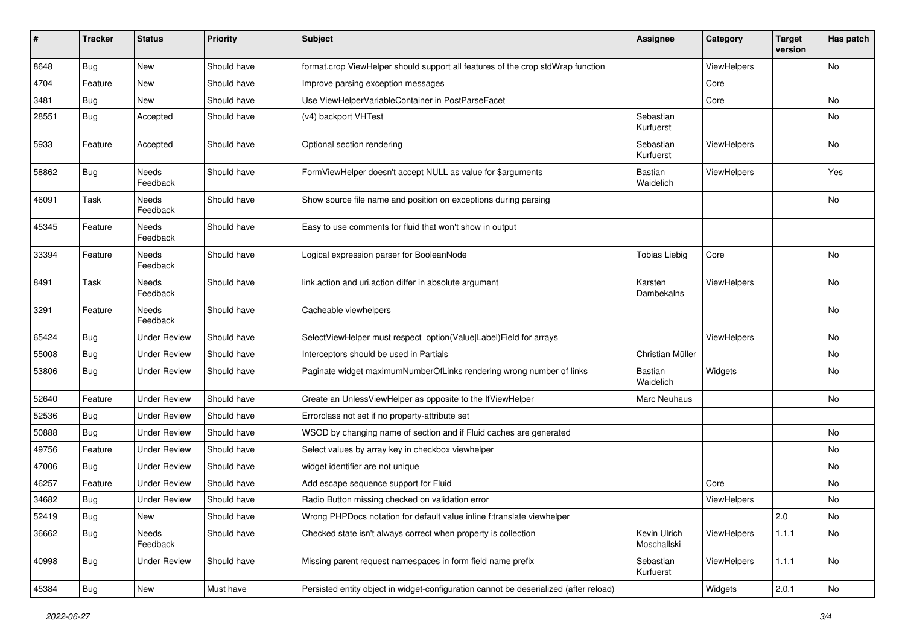| # | Tracker | Status | Priority | Subject | Assignee | Category | Target version | Has patch |
|---|---|---|---|---|---|---|---|---|
| 8648 | Bug | New | Should have | format.crop ViewHelper should support all features of the crop stdWrap function | | ViewHelpers | | No |
| 4704 | Feature | New | Should have | Improve parsing exception messages | | Core | | |
| 3481 | Bug | New | Should have | Use ViewHelperVariableContainer in PostParseFacet | | Core | | No |
| 28551 | Bug | Accepted | Should have | (v4) backport VHTest | Sebastian Kurfuerst | | | No |
| 5933 | Feature | Accepted | Should have | Optional section rendering | Sebastian Kurfuerst | ViewHelpers | | No |
| 58862 | Bug | Needs Feedback | Should have | FormViewHelper doesn't accept NULL as value for $arguments | Bastian Waidelich | ViewHelpers | | Yes |
| 46091 | Task | Needs Feedback | Should have | Show source file name and position on exceptions during parsing | | | | No |
| 45345 | Feature | Needs Feedback | Should have | Easy to use comments for fluid that won't show in output | | | | |
| 33394 | Feature | Needs Feedback | Should have | Logical expression parser for BooleanNode | Tobias Liebig | Core | | No |
| 8491 | Task | Needs Feedback | Should have | link.action and uri.action differ in absolute argument | Karsten Dambekalns | ViewHelpers | | No |
| 3291 | Feature | Needs Feedback | Should have | Cacheable viewhelpers | | | | No |
| 65424 | Bug | Under Review | Should have | SelectViewHelper must respect option(Value\|Label)Field for arrays | | ViewHelpers | | No |
| 55008 | Bug | Under Review | Should have | Interceptors should be used in Partials | Christian Müller | | | No |
| 53806 | Bug | Under Review | Should have | Paginate widget maximumNumberOfLinks rendering wrong number of links | Bastian Waidelich | Widgets | | No |
| 52640 | Feature | Under Review | Should have | Create an UnlessViewHelper as opposite to the IfViewHelper | Marc Neuhaus | | | No |
| 52536 | Bug | Under Review | Should have | Errorclass not set if no property-attribute set | | | | |
| 50888 | Bug | Under Review | Should have | WSOD by changing name of section and if Fluid caches are generated | | | | No |
| 49756 | Feature | Under Review | Should have | Select values by array key in checkbox viewhelper | | | | No |
| 47006 | Bug | Under Review | Should have | widget identifier are not unique | | | | No |
| 46257 | Feature | Under Review | Should have | Add escape sequence support for Fluid | | Core | | No |
| 34682 | Bug | Under Review | Should have | Radio Button missing checked on validation error | | ViewHelpers | | No |
| 52419 | Bug | New | Should have | Wrong PHPDocs notation for default value inline f:translate viewhelper | | | 2.0 | No |
| 36662 | Bug | Needs Feedback | Should have | Checked state isn't always correct when property is collection | Kevin Ulrich Moschallski | ViewHelpers | 1.1.1 | No |
| 40998 | Bug | Under Review | Should have | Missing parent request namespaces in form field name prefix | Sebastian Kurfuerst | ViewHelpers | 1.1.1 | No |
| 45384 | Bug | New | Must have | Persisted entity object in widget-configuration cannot be deserialized (after reload) | | Widgets | 2.0.1 | No |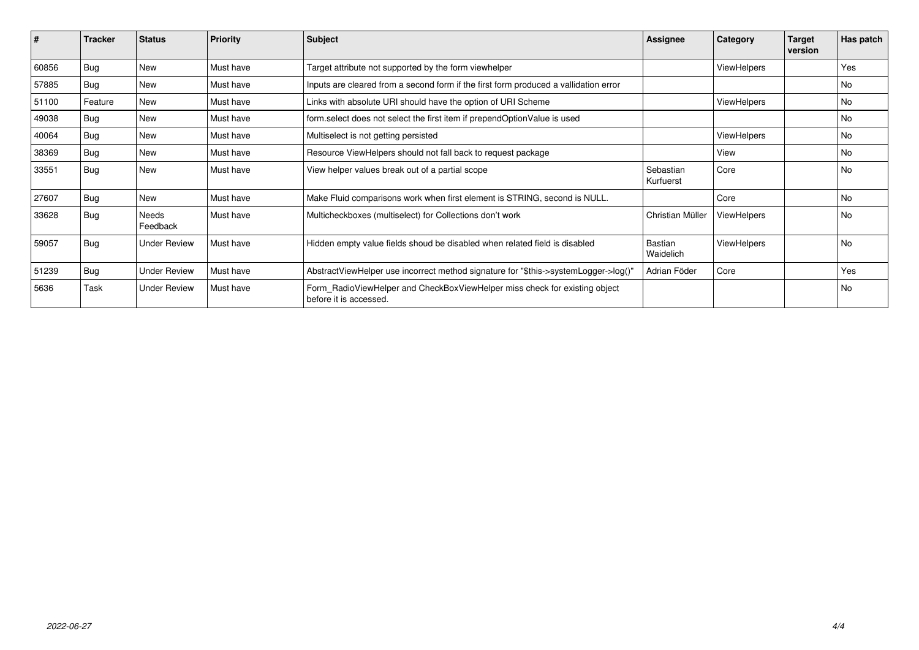| # | Tracker | Status | Priority | Subject | Assignee | Category | Target version | Has patch |
|---|---|---|---|---|---|---|---|---|
| 60856 | Bug | New | Must have | Target attribute not supported by the form viewhelper | | ViewHelpers | | Yes |
| 57885 | Bug | New | Must have | Inputs are cleared from a second form if the first form produced a vallidation error | | | | No |
| 51100 | Feature | New | Must have | Links with absolute URI should have the option of URI Scheme | | ViewHelpers | | No |
| 49038 | Bug | New | Must have | form.select does not select the first item if prependOptionValue is used | | | | No |
| 40064 | Bug | New | Must have | Multiselect is not getting persisted | | ViewHelpers | | No |
| 38369 | Bug | New | Must have | Resource ViewHelpers should not fall back to request package | | View | | No |
| 33551 | Bug | New | Must have | View helper values break out of a partial scope | Sebastian Kurfuerst | Core | | No |
| 27607 | Bug | New | Must have | Make Fluid comparisons work when first element is STRING, second is NULL. | | Core | | No |
| 33628 | Bug | Needs Feedback | Must have | Multicheckboxes (multiselect) for Collections don't work | Christian Müller | ViewHelpers | | No |
| 59057 | Bug | Under Review | Must have | Hidden empty value fields shoud be disabled when related field is disabled | Bastian Waidelich | ViewHelpers | | No |
| 51239 | Bug | Under Review | Must have | AbstractViewHelper use incorrect method signature for "$this->systemLogger->log()" | Adrian Föder | Core | | Yes |
| 5636 | Task | Under Review | Must have | Form_RadioViewHelper and CheckBoxViewHelper miss check for existing object before it is accessed. | | | | No |

*2022-06-27*